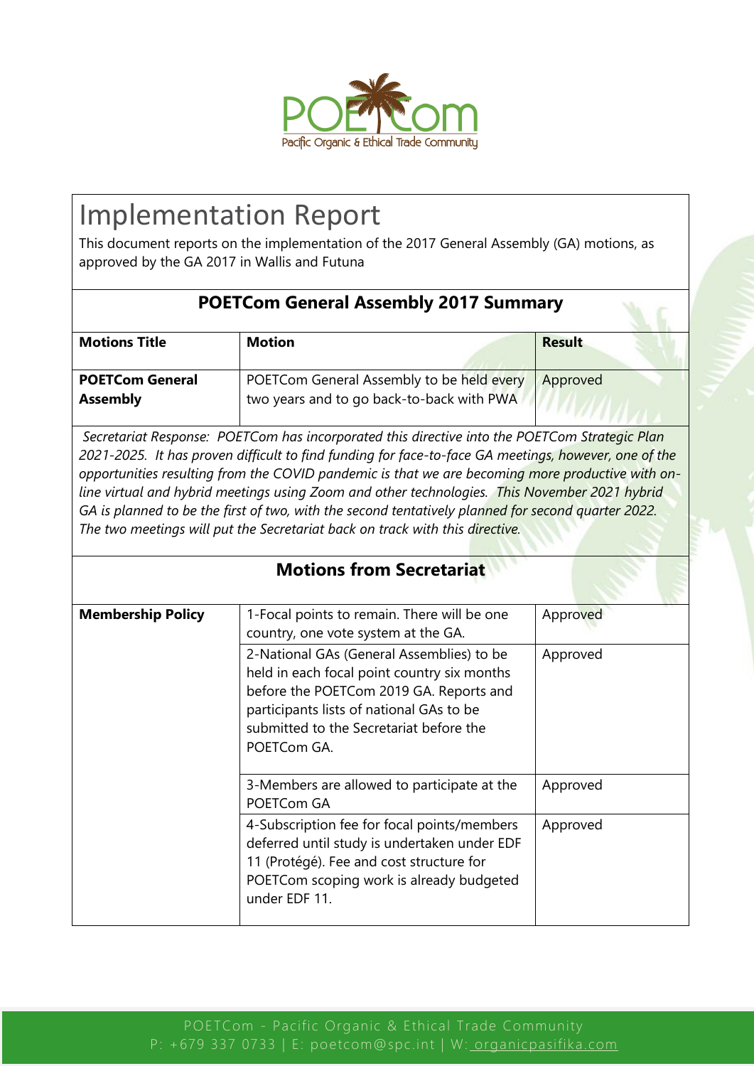# Implementation Report

This document reports on the implementation of the 2017 General Assembly (GA) motions, as approved by the GA 2017 in Wallis and Futuna

## POETCom General Assembly 2017 Summary

| Motions Title | Motion | Result |
|---|---|---|
| **POETCom General Assembly** | POETCom General Assembly to be held every two years and to go back-to-back with PWA | Approved |

*Secretariat Response: POETCom has incorporated this directive into the POETCom Strategic Plan 2021-2025. It has proven difficult to find funding for face-to-face GA meetings, however, one of the opportunities resulting from the COVID pandemic is that we are becoming more productive with on-line virtual and hybrid meetings using Zoom and other technologies. This November 2021 hybrid GA is planned to be the first of two, with the second tentatively planned for second quarter 2022. The two meetings will put the Secretariat back on track with this directive.*

## Motions from Secretariat

| Motions Title | Motion | Result |
|---|---|---|
| **Membership Policy** | 1-Focal points to remain. There will be one country, one vote system at the GA. | Approved |
| | 2-National GAs (General Assemblies) to be held in each focal point country six months before the POETCom 2019 GA. Reports and participants lists of national GAs to be submitted to the Secretariat before the POETCom GA. | Approved |
| | 3-Members are allowed to participate at the POETCom GA | Approved |
| | 4-Subscription fee for focal points/members deferred until study is undertaken under EDF 11 (Protégé). Fee and cost structure for POETCom scoping work is already budgeted under EDF 11. | Approved |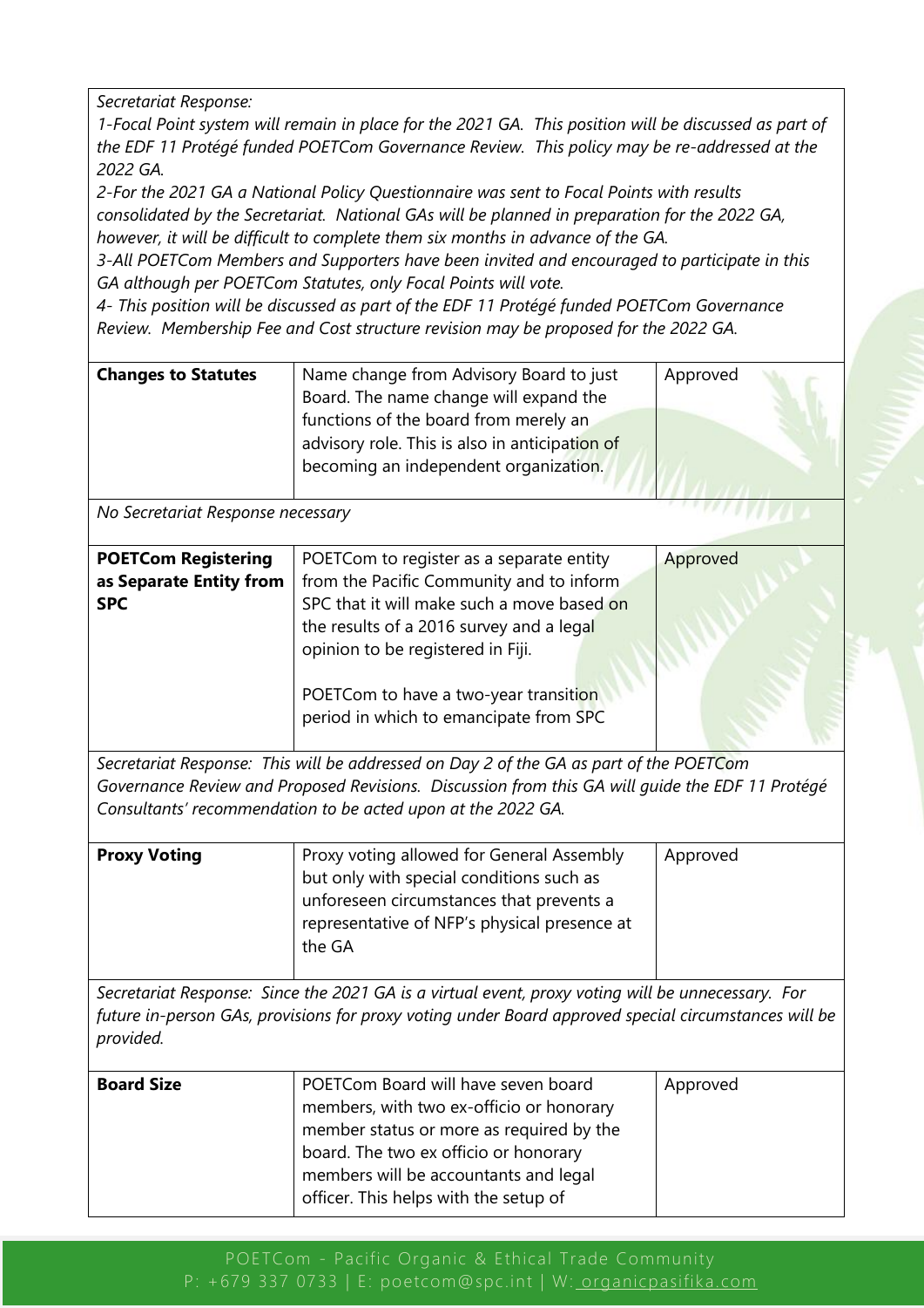*Secretariat Response:*
*1-Focal Point system will remain in place for the 2021 GA. This position will be discussed as part of the EDF 11 Protégé funded POETCom Governance Review. This policy may be re-addressed at the 2022 GA.*
*2-For the 2021 GA a National Policy Questionnaire was sent to Focal Points with results consolidated by the Secretariat. National GAs will be planned in preparation for the 2022 GA, however, it will be difficult to complete them six months in advance of the GA.*
*3-All POETCom Members and Supporters have been invited and encouraged to participate in this GA although per POETCom Statutes, only Focal Points will vote.*
*4- This position will be discussed as part of the EDF 11 Protégé funded POETCom Governance Review. Membership Fee and Cost structure revision may be proposed for the 2022 GA.*

| | | |
|---|---|---|
| **Changes to Statutes** | Name change from Advisory Board to just Board. The name change will expand the functions of the board from merely an advisory role. This is also in anticipation of becoming an independent organization. | Approved |

*No Secretariat Response necessary*

| | | |
|---|---|---|
| **POETCom Registering as Separate Entity from SPC** | POETCom to register as a separate entity from the Pacific Community and to inform SPC that it will make such a move based on the results of a 2016 survey and a legal opinion to be registered in Fiji.<br><br>POETCom to have a two-year transition period in which to emancipate from SPC | Approved |

*Secretariat Response: This will be addressed on Day 2 of the GA as part of the POETCom Governance Review and Proposed Revisions. Discussion from this GA will guide the EDF 11 Protégé Consultants' recommendation to be acted upon at the 2022 GA.*

| | | |
|---|---|---|
| **Proxy Voting** | Proxy voting allowed for General Assembly but only with special conditions such as unforeseen circumstances that prevents a representative of NFP's physical presence at the GA | Approved |

*Secretariat Response: Since the 2021 GA is a virtual event, proxy voting will be unnecessary. For future in-person GAs, provisions for proxy voting under Board approved special circumstances will be provided.*

| | | |
|---|---|---|
| **Board Size** | POETCom Board will have seven board members, with two ex-officio or honorary member status or more as required by the board. The two ex officio or honorary members will be accountants and legal officer. This helps with the setup of | Approved |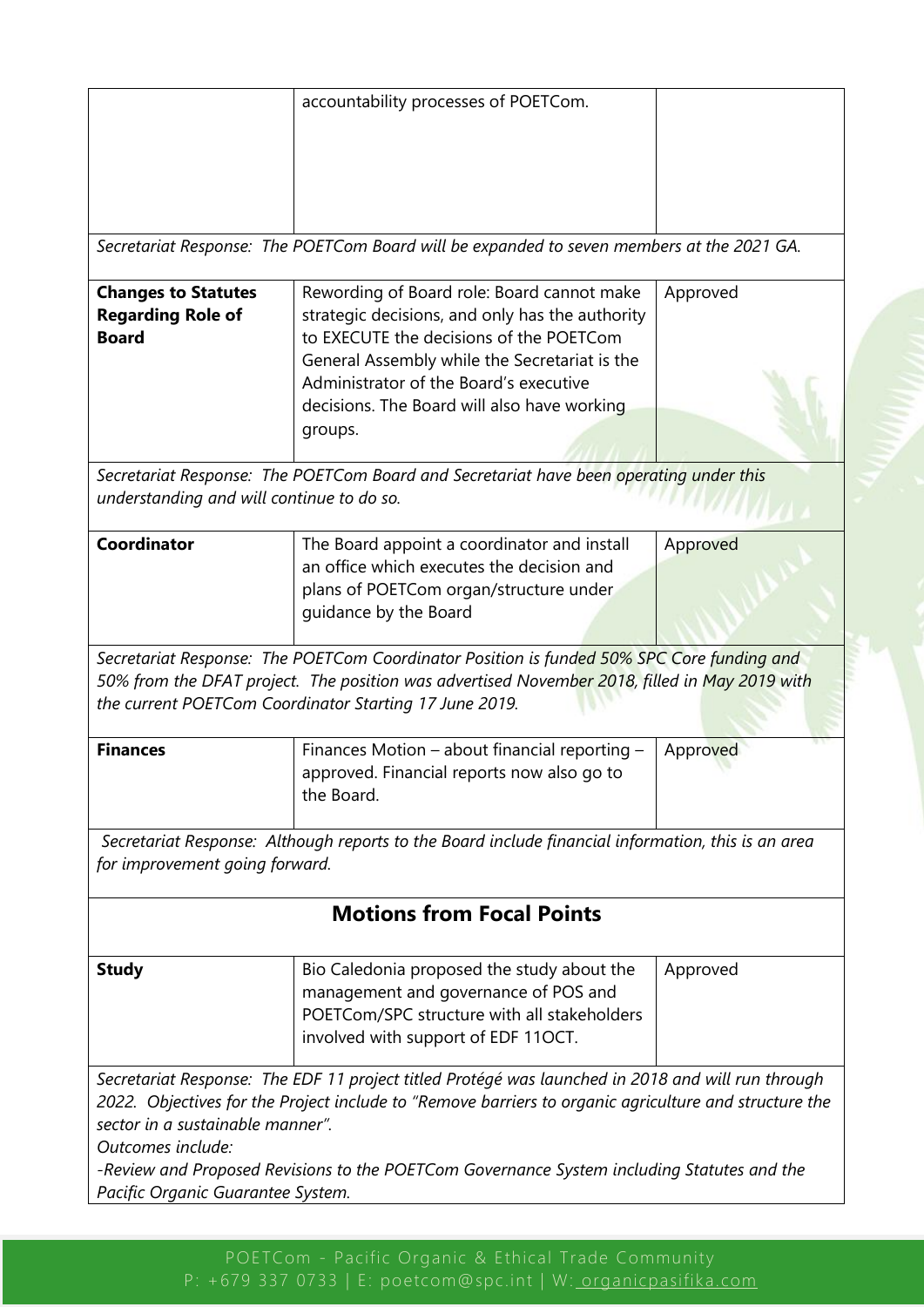| | | |
|---|---|---|
| | accountability processes of POETCom. | |

*Secretariat Response: The POETCom Board will be expanded to seven members at the 2021 GA.*

| | | |
|---|---|---|
| **Changes to Statutes Regarding Role of Board** | Rewording of Board role: Board cannot make strategic decisions, and only has the authority to EXECUTE the decisions of the POETCom General Assembly while the Secretariat is the Administrator of the Board's executive decisions. The Board will also have working groups. | Approved |

*Secretariat Response: The POETCom Board and Secretariat have been operating under this understanding and will continue to do so.*

| | | |
|---|---|---|
| **Coordinator** | The Board appoint a coordinator and install an office which executes the decision and plans of POETCom organ/structure under guidance by the Board | Approved |

*Secretariat Response: The POETCom Coordinator Position is funded 50% SPC Core funding and 50% from the DFAT project. The position was advertised November 2018, filled in May 2019 with the current POETCom Coordinator Starting 17 June 2019.*

| | | |
|---|---|---|
| **Finances** | Finances Motion – about financial reporting – approved. Financial reports now also go to the Board. | Approved |

*Secretariat Response: Although reports to the Board include financial information, this is an area for improvement going forward.*

## Motions from Focal Points

| | | |
|---|---|---|
| **Study** | Bio Caledonia proposed the study about the management and governance of POS and POETCom/SPC structure with all stakeholders involved with support of EDF 11OCT. | Approved |

*Secretariat Response: The EDF 11 project titled Protégé was launched in 2018 and will run through 2022. Objectives for the Project include to "Remove barriers to organic agriculture and structure the sector in a sustainable manner".*
*Outcomes include:*
*-Review and Proposed Revisions to the POETCom Governance System including Statutes and the Pacific Organic Guarantee System.*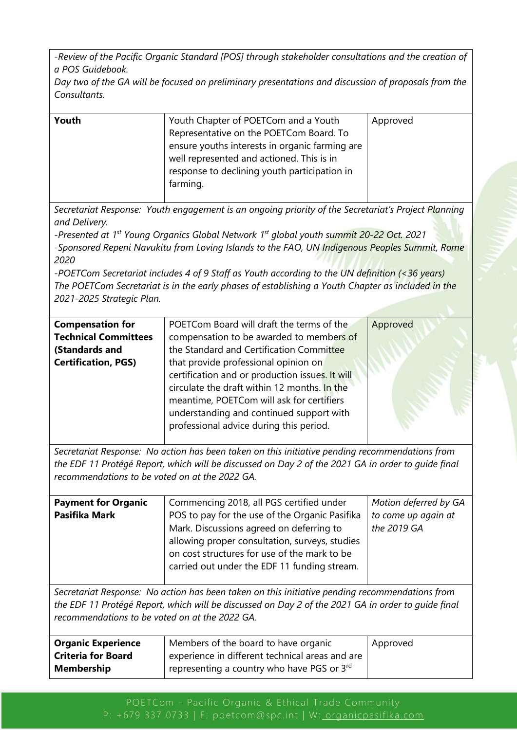*-Review of the Pacific Organic Standard [POS] through stakeholder consultations and the creation of a POS Guidebook.*
*Day two of the GA will be focused on preliminary presentations and discussion of proposals from the Consultants.*

| | | |
|---|---|---|
| **Youth** | Youth Chapter of POETCom and a Youth Representative on the POETCom Board. To ensure youths interests in organic farming are well represented and actioned. This is in response to declining youth participation in farming. | Approved |

*Secretariat Response: Youth engagement is an ongoing priority of the Secretariat's Project Planning and Delivery.*
*-Presented at 1st Young Organics Global Network 1st global youth summit 20-22 Oct. 2021*
*-Sponsored Repeni Navukitu from Loving Islands to the FAO, UN Indigenous Peoples Summit, Rome 2020*
*-POETCom Secretariat includes 4 of 9 Staff as Youth according to the UN definition (<36 years)*
*The POETCom Secretariat is in the early phases of establishing a Youth Chapter as included in the 2021-2025 Strategic Plan.*

| | | |
|---|---|---|
| **Compensation for Technical Committees (Standards and Certification, PGS)** | POETCom Board will draft the terms of the compensation to be awarded to members of the Standard and Certification Committee that provide professional opinion on certification and or production issues. It will circulate the draft within 12 months. In the meantime, POETCom will ask for certifiers understanding and continued support with professional advice during this period. | Approved |

*Secretariat Response: No action has been taken on this initiative pending recommendations from the EDF 11 Protégé Report, which will be discussed on Day 2 of the 2021 GA in order to guide final recommendations to be voted on at the 2022 GA.*

| | | |
|---|---|---|
| **Payment for Organic Pasifika Mark** | Commencing 2018, all PGS certified under POS to pay for the use of the Organic Pasifika Mark. Discussions agreed on deferring to allowing proper consultation, surveys, studies on cost structures for use of the mark to be carried out under the EDF 11 funding stream. | *Motion deferred by GA to come up again at the 2019 GA* |

*Secretariat Response: No action has been taken on this initiative pending recommendations from the EDF 11 Protégé Report, which will be discussed on Day 2 of the 2021 GA in order to guide final recommendations to be voted on at the 2022 GA.*

| | | |
|---|---|---|
| **Organic Experience Criteria for Board Membership** | Members of the board to have organic experience in different technical areas and are representing a country who have PGS or 3rd | Approved |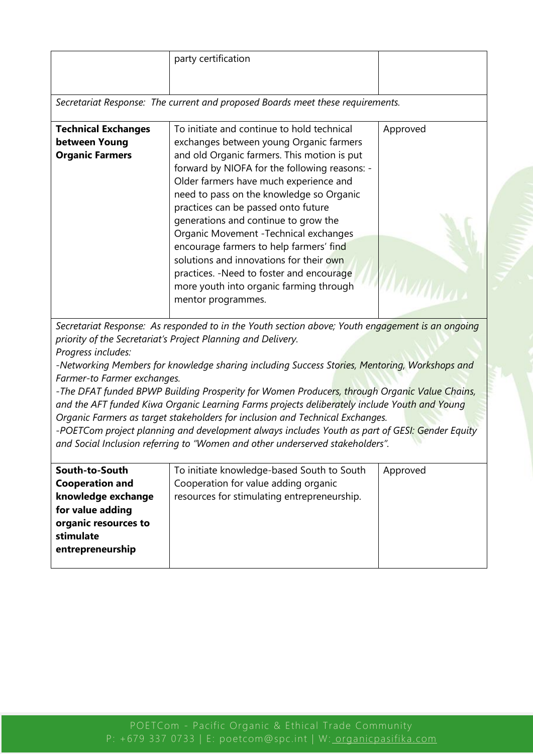| | | |
|---|---|---|
| | party certification | |
| *Secretariat Response: The current and proposed Boards meet these requirements.* | | |
| **Technical Exchanges between Young Organic Farmers** | To initiate and continue to hold technical exchanges between young Organic farmers and old Organic farmers. This motion is put forward by NIOFA for the following reasons: - Older farmers have much experience and need to pass on the knowledge so Organic practices can be passed onto future generations and continue to grow the Organic Movement -Technical exchanges encourage farmers to help farmers' find solutions and innovations for their own practices. -Need to foster and encourage more youth into organic farming through mentor programmes. | Approved |
| *Secretariat Response: As responded to in the Youth section above; Youth engagement is an ongoing priority of the Secretariat's Project Planning and Delivery.*<br>*Progress includes:*<br>*-Networking Members for knowledge sharing including Success Stories, Mentoring, Workshops and Farmer-to Farmer exchanges.*<br>*-The DFAT funded BPWP Building Prosperity for Women Producers, through Organic Value Chains, and the AFT funded Kiwa Organic Learning Farms projects deliberately include Youth and Young Organic Farmers as target stakeholders for inclusion and Technical Exchanges.*<br>*-POETCom project planning and development always includes Youth as part of GESI: Gender Equity and Social Inclusion referring to "Women and other underserved stakeholders".* | | |
| **South-to-South Cooperation and knowledge exchange for value adding organic resources to stimulate entrepreneurship** | To initiate knowledge-based South to South Cooperation for value adding organic resources for stimulating entrepreneurship. | Approved |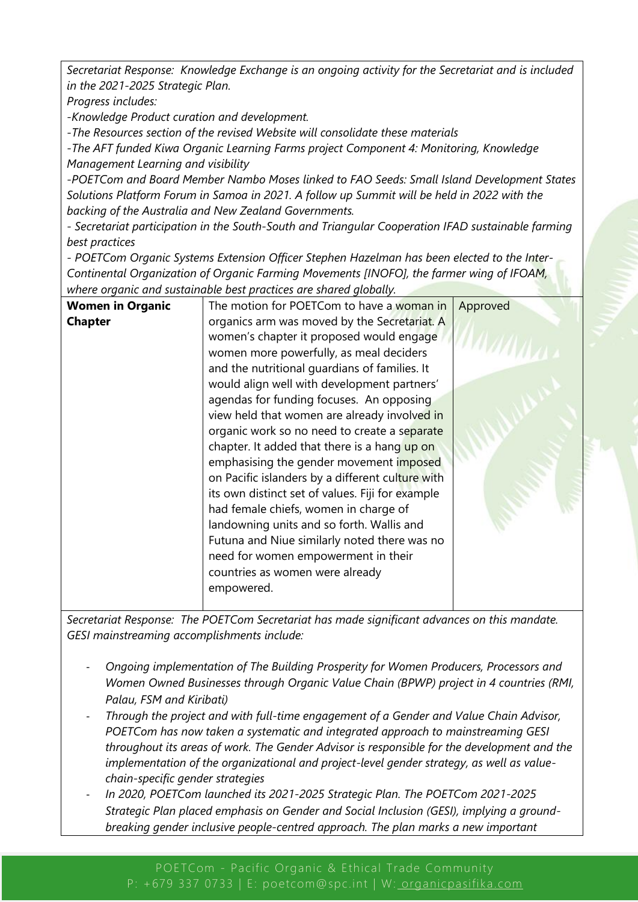*Secretariat Response: Knowledge Exchange is an ongoing activity for the Secretariat and is included in the 2021-2025 Strategic Plan.*
*Progress includes:*
*-Knowledge Product curation and development.*
*-The Resources section of the revised Website will consolidate these materials*
*-The AFT funded Kiwa Organic Learning Farms project Component 4: Monitoring, Knowledge Management Learning and visibility*
*-POETCom and Board Member Nambo Moses linked to FAO Seeds: Small Island Development States Solutions Platform Forum in Samoa in 2021. A follow up Summit will be held in 2022 with the backing of the Australia and New Zealand Governments.*
*- Secretariat participation in the South-South and Triangular Cooperation IFAD sustainable farming best practices*
*- POETCom Organic Systems Extension Officer Stephen Hazelman has been elected to the Inter-Continental Organization of Organic Farming Movements [INOFO], the farmer wing of IFOAM, where organic and sustainable best practices are shared globally.*

| | | |
|---|---|---|
| **Women in Organic Chapter** | The motion for POETCom to have a woman in organics arm was moved by the Secretariat. A women's chapter it proposed would engage women more powerfully, as meal deciders and the nutritional guardians of families. It would align well with development partners' agendas for funding focuses. An opposing view held that women are already involved in organic work so no need to create a separate chapter. It added that there is a hang up on emphasising the gender movement imposed on Pacific islanders by a different culture with its own distinct set of values. Fiji for example had female chiefs, women in charge of landowning units and so forth. Wallis and Futuna and Niue similarly noted there was no need for women empowerment in their countries as women were already empowered. | Approved |

*Secretariat Response: The POETCom Secretariat has made significant advances on this mandate. GESI mainstreaming accomplishments include:*

- *Ongoing implementation of The Building Prosperity for Women Producers, Processors and Women Owned Businesses through Organic Value Chain (BPWP) project in 4 countries (RMI, Palau, FSM and Kiribati)*
- *Through the project and with full-time engagement of a Gender and Value Chain Advisor, POETCom has now taken a systematic and integrated approach to mainstreaming GESI throughout its areas of work. The Gender Advisor is responsible for the development and the implementation of the organizational and project-level gender strategy, as well as value-chain-specific gender strategies*
- *In 2020, POETCom launched its 2021-2025 Strategic Plan. The POETCom 2021-2025 Strategic Plan placed emphasis on Gender and Social Inclusion (GESI), implying a ground-breaking gender inclusive people-centred approach. The plan marks a new important*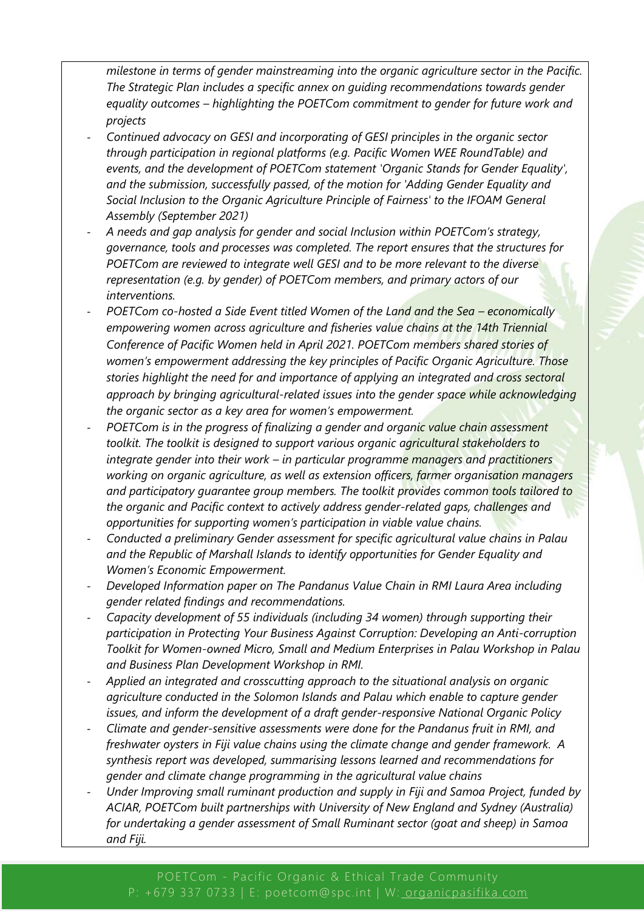*milestone in terms of gender mainstreaming into the organic agriculture sector in the Pacific. The Strategic Plan includes a specific annex on guiding recommendations towards gender equality outcomes – highlighting the POETCom commitment to gender for future work and projects*

- *Continued advocacy on GESI and incorporating of GESI principles in the organic sector through participation in regional platforms (e.g. Pacific Women WEE RoundTable) and events, and the development of POETCom statement 'Organic Stands for Gender Equality', and the submission, successfully passed, of the motion for 'Adding Gender Equality and Social Inclusion to the Organic Agriculture Principle of Fairness' to the IFOAM General Assembly (September 2021)*
- *A needs and gap analysis for gender and social Inclusion within POETCom's strategy, governance, tools and processes was completed. The report ensures that the structures for POETCom are reviewed to integrate well GESI and to be more relevant to the diverse representation (e.g. by gender) of POETCom members, and primary actors of our interventions.*
- *POETCom co-hosted a Side Event titled Women of the Land and the Sea – economically empowering women across agriculture and fisheries value chains at the 14th Triennial Conference of Pacific Women held in April 2021. POETCom members shared stories of women's empowerment addressing the key principles of Pacific Organic Agriculture. Those stories highlight the need for and importance of applying an integrated and cross sectoral approach by bringing agricultural-related issues into the gender space while acknowledging the organic sector as a key area for women's empowerment.*
- *POETCom is in the progress of finalizing a gender and organic value chain assessment toolkit. The toolkit is designed to support various organic agricultural stakeholders to integrate gender into their work – in particular programme managers and practitioners working on organic agriculture, as well as extension officers, farmer organisation managers and participatory guarantee group members. The toolkit provides common tools tailored to the organic and Pacific context to actively address gender-related gaps, challenges and opportunities for supporting women's participation in viable value chains.*
- *Conducted a preliminary Gender assessment for specific agricultural value chains in Palau and the Republic of Marshall Islands to identify opportunities for Gender Equality and Women's Economic Empowerment.*
- *Developed Information paper on The Pandanus Value Chain in RMI Laura Area including gender related findings and recommendations.*
- *Capacity development of 55 individuals (including 34 women) through supporting their participation in Protecting Your Business Against Corruption: Developing an Anti-corruption Toolkit for Women-owned Micro, Small and Medium Enterprises in Palau Workshop in Palau and Business Plan Development Workshop in RMI.*
- *Applied an integrated and crosscutting approach to the situational analysis on organic agriculture conducted in the Solomon Islands and Palau which enable to capture gender issues, and inform the development of a draft gender-responsive National Organic Policy*
- *Climate and gender-sensitive assessments were done for the Pandanus fruit in RMI, and freshwater oysters in Fiji value chains using the climate change and gender framework. A synthesis report was developed, summarising lessons learned and recommendations for gender and climate change programming in the agricultural value chains*
- *Under Improving small ruminant production and supply in Fiji and Samoa Project, funded by ACIAR, POETCom built partnerships with University of New England and Sydney (Australia) for undertaking a gender assessment of Small Ruminant sector (goat and sheep) in Samoa and Fiji.*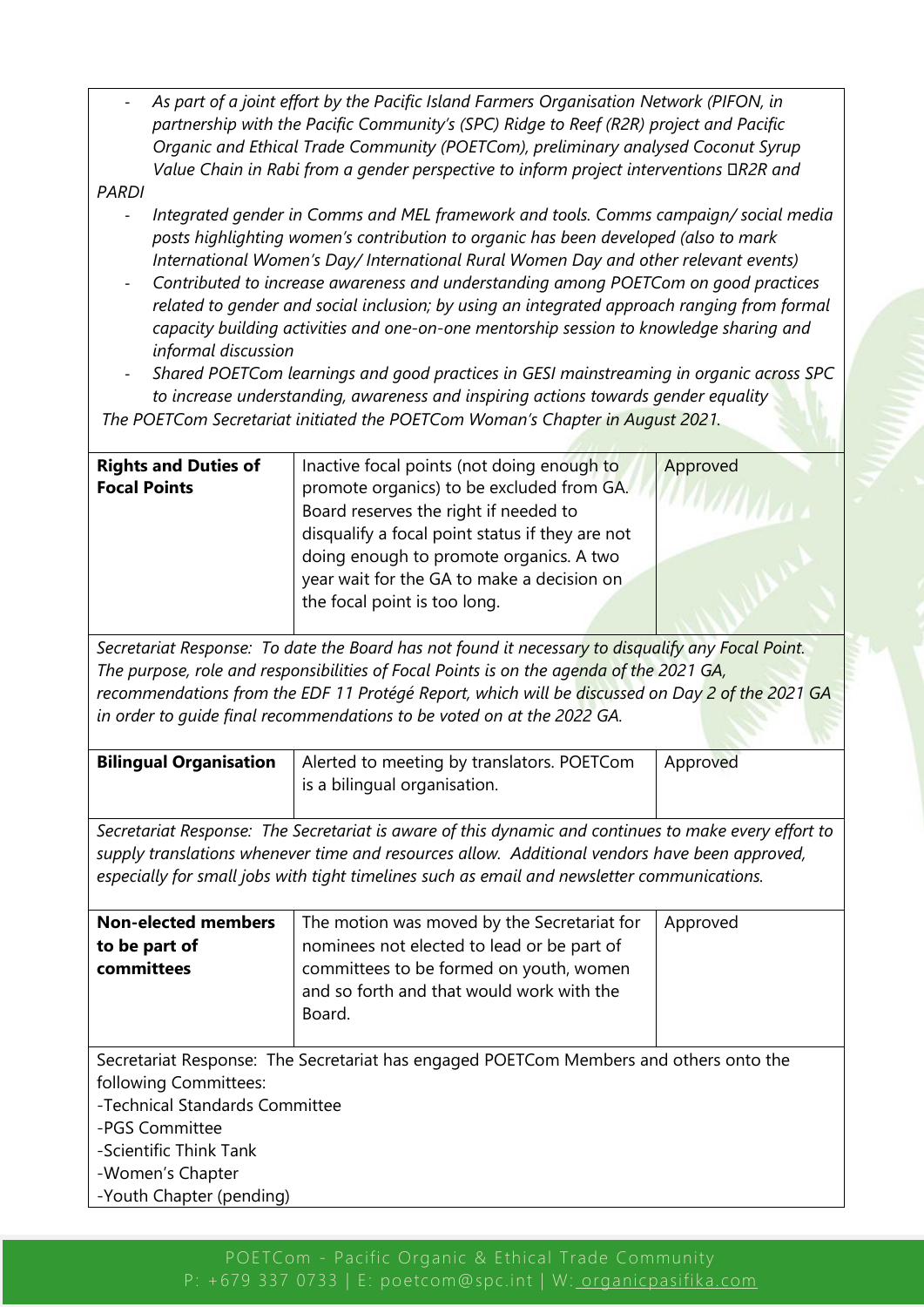- *As part of a joint effort by the Pacific Island Farmers Organisation Network (PIFON, in partnership with the Pacific Community's (SPC) Ridge to Reef (R2R) project and Pacific Organic and Ethical Trade Community (POETCom), preliminary analysed Coconut Syrup Value Chain in Rabi from a gender perspective to inform project interventions R2R and PARDI*
- *Integrated gender in Comms and MEL framework and tools. Comms campaign/ social media posts highlighting women's contribution to organic has been developed (also to mark International Women's Day/ International Rural Women Day and other relevant events)*
- *Contributed to increase awareness and understanding among POETCom on good practices related to gender and social inclusion; by using an integrated approach ranging from formal capacity building activities and one-on-one mentorship session to knowledge sharing and informal discussion*
- *Shared POETCom learnings and good practices in GESI mainstreaming in organic across SPC to increase understanding, awareness and inspiring actions towards gender equality*

*The POETCom Secretariat initiated the POETCom Woman's Chapter in August 2021.*

| **Rights and Duties of Focal Points** | Inactive focal points (not doing enough to promote organics) to be excluded from GA. Board reserves the right if needed to disqualify a focal point status if they are not doing enough to promote organics. A two year wait for the GA to make a decision on the focal point is too long. | Approved |
|---|---|---|

*Secretariat Response: To date the Board has not found it necessary to disqualify any Focal Point. The purpose, role and responsibilities of Focal Points is on the agenda of the 2021 GA, recommendations from the EDF 11 Protégé Report, which will be discussed on Day 2 of the 2021 GA in order to guide final recommendations to be voted on at the 2022 GA.*

| **Bilingual Organisation** | Alerted to meeting by translators. POETCom is a bilingual organisation. | Approved |
|---|---|---|

*Secretariat Response: The Secretariat is aware of this dynamic and continues to make every effort to supply translations whenever time and resources allow. Additional vendors have been approved, especially for small jobs with tight timelines such as email and newsletter communications.*

| **Non-elected members to be part of committees** | The motion was moved by the Secretariat for nominees not elected to lead or be part of committees to be formed on youth, women and so forth and that would work with the Board. | Approved |
|---|---|---|

Secretariat Response: The Secretariat has engaged POETCom Members and others onto the following Committees:
-Technical Standards Committee
-PGS Committee
-Scientific Think Tank
-Women's Chapter
-Youth Chapter (pending)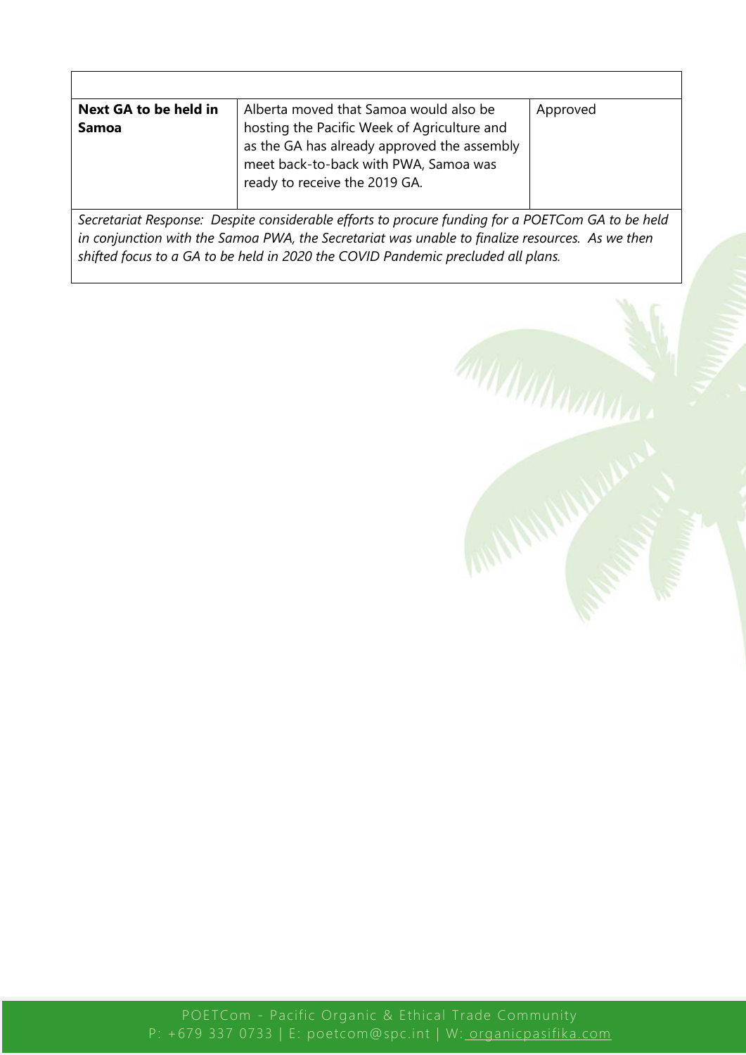| | | |
|---|---|---|
| **Next GA to be held in Samoa** | Alberta moved that Samoa would also be hosting the Pacific Week of Agriculture and as the GA has already approved the assembly meet back-to-back with PWA, Samoa was ready to receive the 2019 GA. | Approved |

*Secretariat Response: Despite considerable efforts to procure funding for a POETCom GA to be held in conjunction with the Samoa PWA, the Secretariat was unable to finalize resources. As we then shifted focus to a GA to be held in 2020 the COVID Pandemic precluded all plans.*